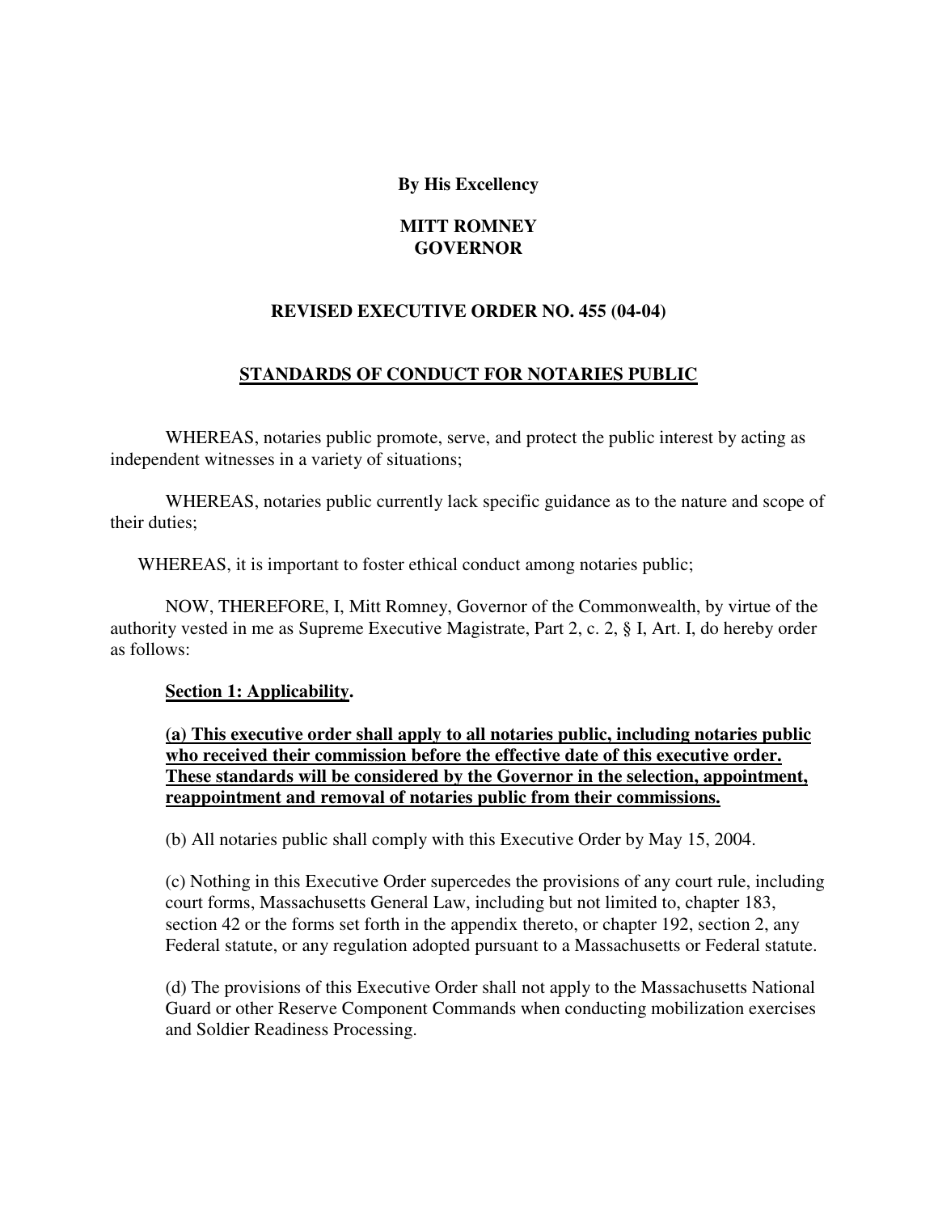**By His Excellency**

**MITT ROMNEY**
**GOVERNOR**

# REVISED EXECUTIVE ORDER NO. 455 (04-04)

## STANDARDS OF CONDUCT FOR NOTARIES PUBLIC

WHEREAS, notaries public promote, serve, and protect the public interest by acting as independent witnesses in a variety of situations;

WHEREAS, notaries public currently lack specific guidance as to the nature and scope of their duties;

WHEREAS, it is important to foster ethical conduct among notaries public;

NOW, THEREFORE, I, Mitt Romney, Governor of the Commonwealth, by virtue of the authority vested in me as Supreme Executive Magistrate, Part 2, c. 2, § I, Art. I, do hereby order as follows:

### Section 1: Applicability.

**(a) This executive order shall apply to all notaries public, including notaries public who received their commission before the effective date of this executive order. These standards will be considered by the Governor in the selection, appointment, reappointment and removal of notaries public from their commissions.**

(b) All notaries public shall comply with this Executive Order by May 15, 2004.

(c) Nothing in this Executive Order supercedes the provisions of any court rule, including court forms, Massachusetts General Law, including but not limited to, chapter 183, section 42 or the forms set forth in the appendix thereto, or chapter 192, section 2, any Federal statute, or any regulation adopted pursuant to a Massachusetts or Federal statute.

(d) The provisions of this Executive Order shall not apply to the Massachusetts National Guard or other Reserve Component Commands when conducting mobilization exercises and Soldier Readiness Processing.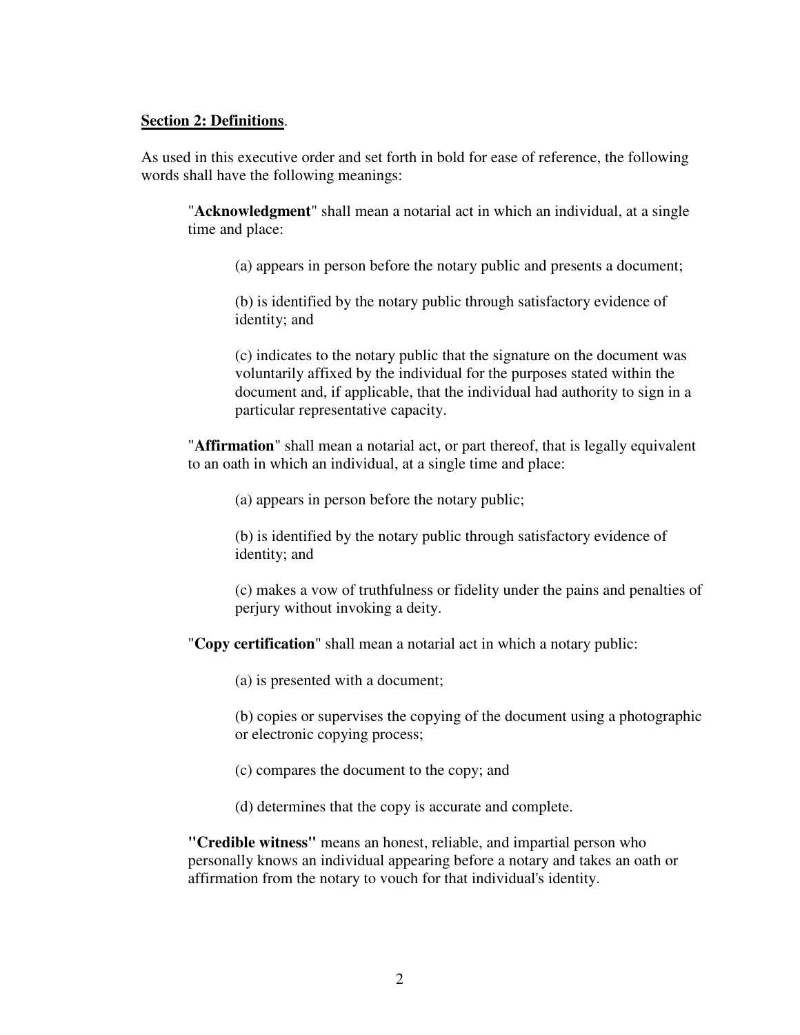**Section 2: Definitions**.

As used in this executive order and set forth in bold for ease of reference, the following words shall have the following meanings:

"**Acknowledgment**" shall mean a notarial act in which an individual, at a single time and place:

(a) appears in person before the notary public and presents a document;

(b) is identified by the notary public through satisfactory evidence of identity; and

(c) indicates to the notary public that the signature on the document was voluntarily affixed by the individual for the purposes stated within the document and, if applicable, that the individual had authority to sign in a particular representative capacity.

"**Affirmation**" shall mean a notarial act, or part thereof, that is legally equivalent to an oath in which an individual, at a single time and place:

(a) appears in person before the notary public;

(b) is identified by the notary public through satisfactory evidence of identity; and

(c) makes a vow of truthfulness or fidelity under the pains and penalties of perjury without invoking a deity.

"**Copy certification**" shall mean a notarial act in which a notary public:

(a) is presented with a document;

(b) copies or supervises the copying of the document using a photographic or electronic copying process;

(c) compares the document to the copy; and

(d) determines that the copy is accurate and complete.

**"Credible witness"** means an honest, reliable, and impartial person who personally knows an individual appearing before a notary and takes an oath or affirmation from the notary to vouch for that individual's identity.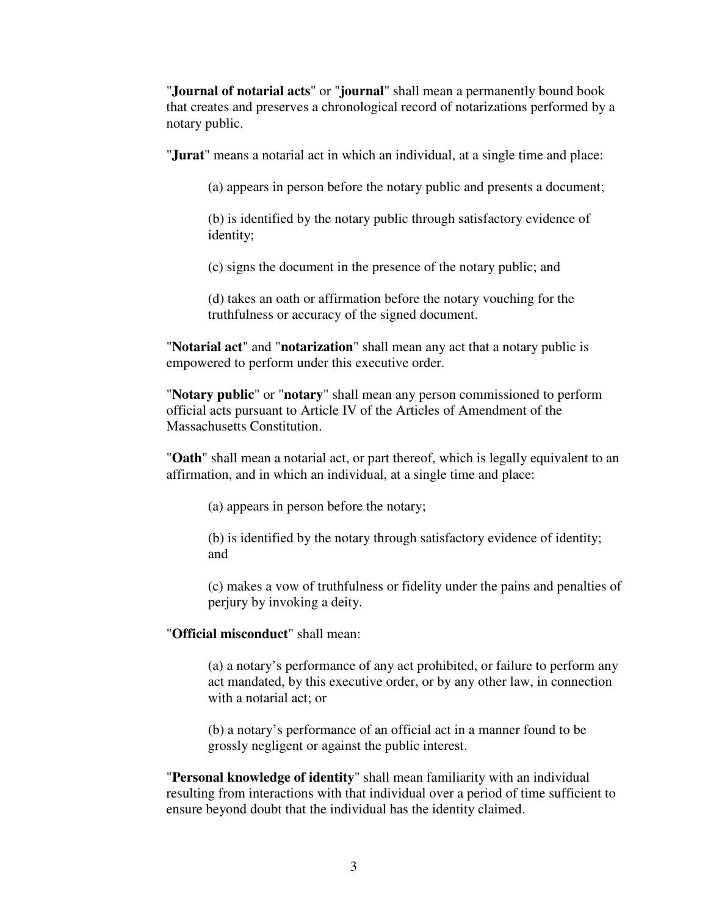"**Journal of notarial acts**" or "**journal**" shall mean a permanently bound book that creates and preserves a chronological record of notarizations performed by a notary public.

"**Jurat**" means a notarial act in which an individual, at a single time and place:

(a) appears in person before the notary public and presents a document;

(b) is identified by the notary public through satisfactory evidence of identity;

(c) signs the document in the presence of the notary public; and

(d) takes an oath or affirmation before the notary vouching for the truthfulness or accuracy of the signed document.

"**Notarial act**" and "**notarization**" shall mean any act that a notary public is empowered to perform under this executive order.

"**Notary public**" or "**notary**" shall mean any person commissioned to perform official acts pursuant to Article IV of the Articles of Amendment of the Massachusetts Constitution.

"**Oath**" shall mean a notarial act, or part thereof, which is legally equivalent to an affirmation, and in which an individual, at a single time and place:

(a) appears in person before the notary;

(b) is identified by the notary through satisfactory evidence of identity; and

(c) makes a vow of truthfulness or fidelity under the pains and penalties of perjury by invoking a deity.

"**Official misconduct**" shall mean:

(a) a notary's performance of any act prohibited, or failure to perform any act mandated, by this executive order, or by any other law, in connection with a notarial act; or

(b) a notary's performance of an official act in a manner found to be grossly negligent or against the public interest.

"**Personal knowledge of identity**" shall mean familiarity with an individual resulting from interactions with that individual over a period of time sufficient to ensure beyond doubt that the individual has the identity claimed.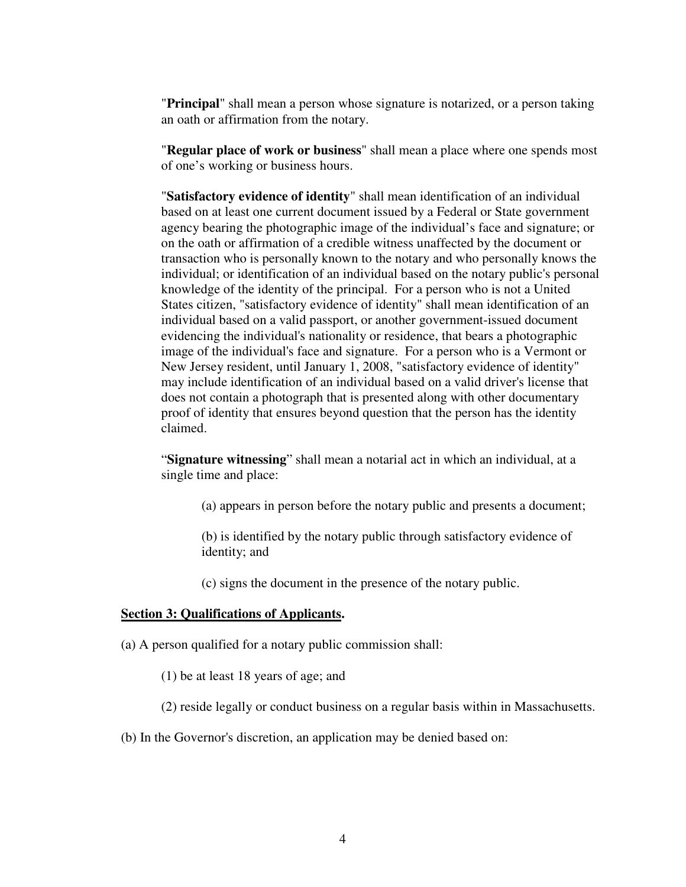"**Principal**" shall mean a person whose signature is notarized, or a person taking an oath or affirmation from the notary.

"**Regular place of work or business**" shall mean a place where one spends most of one's working or business hours.

"**Satisfactory evidence of identity**" shall mean identification of an individual based on at least one current document issued by a Federal or State government agency bearing the photographic image of the individual's face and signature; or on the oath or affirmation of a credible witness unaffected by the document or transaction who is personally known to the notary and who personally knows the individual; or identification of an individual based on the notary public's personal knowledge of the identity of the principal. For a person who is not a United States citizen, "satisfactory evidence of identity" shall mean identification of an individual based on a valid passport, or another government-issued document evidencing the individual's nationality or residence, that bears a photographic image of the individual's face and signature. For a person who is a Vermont or New Jersey resident, until January 1, 2008, "satisfactory evidence of identity" may include identification of an individual based on a valid driver's license that does not contain a photograph that is presented along with other documentary proof of identity that ensures beyond question that the person has the identity claimed.

"**Signature witnessing**" shall mean a notarial act in which an individual, at a single time and place:

(a) appears in person before the notary public and presents a document;

(b) is identified by the notary public through satisfactory evidence of identity; and

(c) signs the document in the presence of the notary public.

## **Section 3: Qualifications of Applicants.**

(a) A person qualified for a notary public commission shall:

(1) be at least 18 years of age; and

(2) reside legally or conduct business on a regular basis within in Massachusetts.

(b) In the Governor's discretion, an application may be denied based on: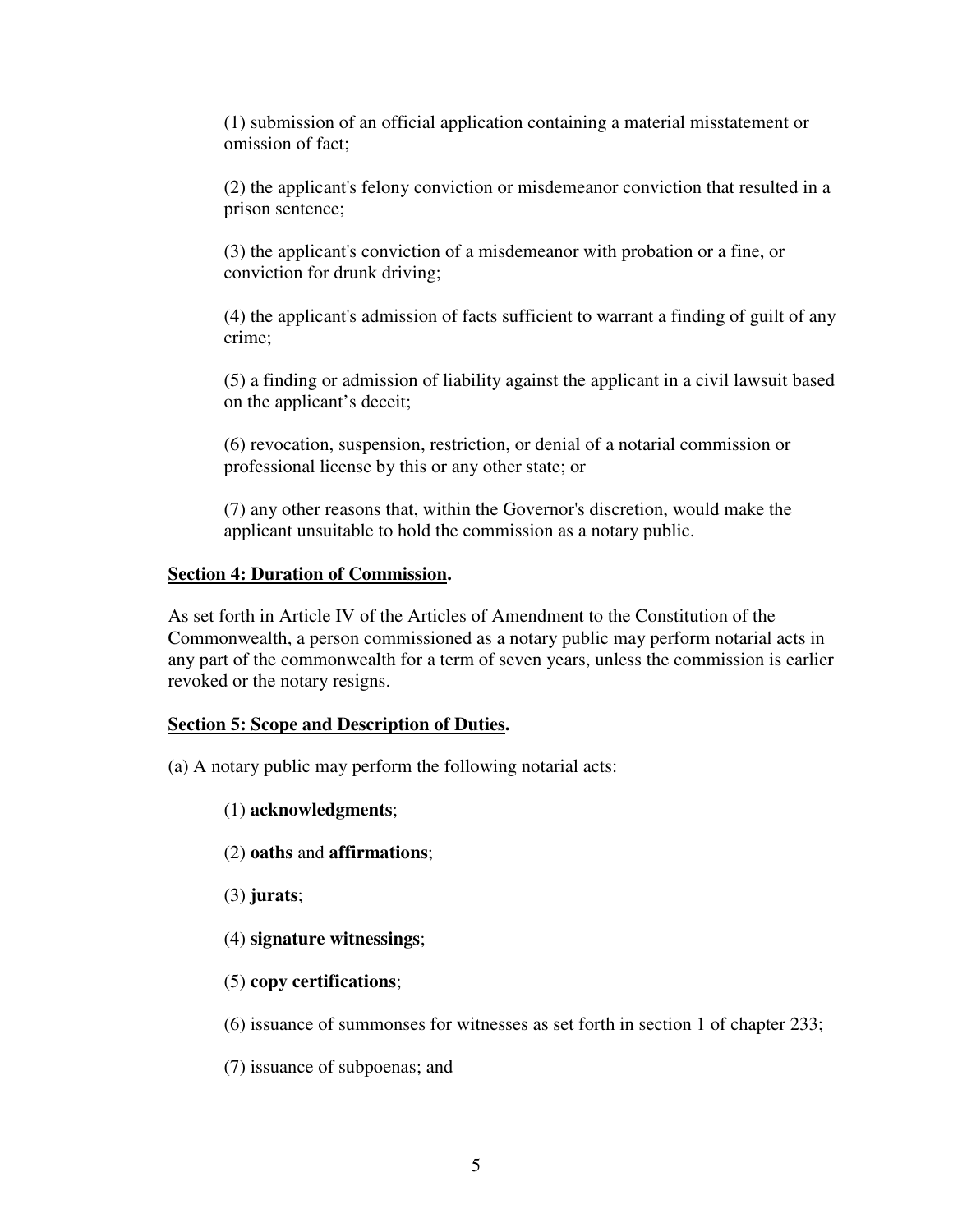(1) submission of an official application containing a material misstatement or omission of fact;

(2) the applicant's felony conviction or misdemeanor conviction that resulted in a prison sentence;

(3) the applicant's conviction of a misdemeanor with probation or a fine, or conviction for drunk driving;

(4) the applicant's admission of facts sufficient to warrant a finding of guilt of any crime;

(5) a finding or admission of liability against the applicant in a civil lawsuit based on the applicant's deceit;

(6) revocation, suspension, restriction, or denial of a notarial commission or professional license by this or any other state; or

(7) any other reasons that, within the Governor's discretion, would make the applicant unsuitable to hold the commission as a notary public.

**Section 4: Duration of Commission.**

As set forth in Article IV of the Articles of Amendment to the Constitution of the Commonwealth, a person commissioned as a notary public may perform notarial acts in any part of the commonwealth for a term of seven years, unless the commission is earlier revoked or the notary resigns.

**Section 5: Scope and Description of Duties.**

(a) A notary public may perform the following notarial acts:

(1) **acknowledgments**;

(2) **oaths** and **affirmations**;

(3) **jurats**;

(4) **signature witnessings**;

(5) **copy certifications**;

(6) issuance of summonses for witnesses as set forth in section 1 of chapter 233;

(7) issuance of subpoenas; and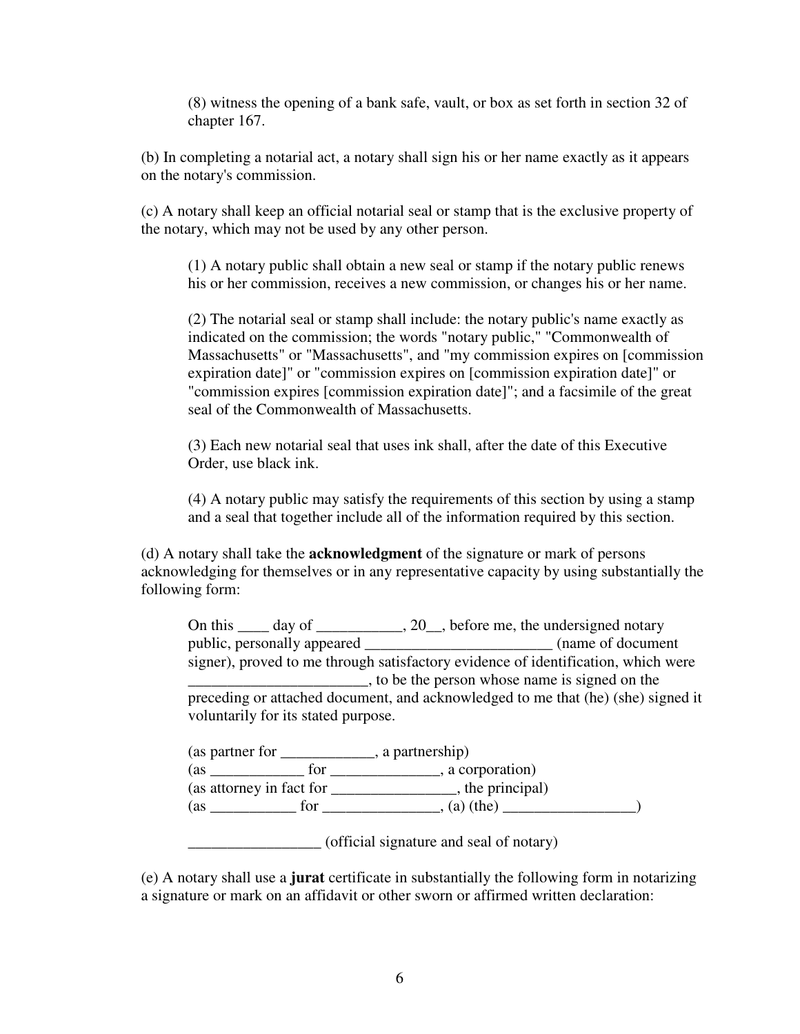(8) witness the opening of a bank safe, vault, or box as set forth in section 32 of chapter 167.

(b) In completing a notarial act, a notary shall sign his or her name exactly as it appears on the notary's commission.

(c) A notary shall keep an official notarial seal or stamp that is the exclusive property of the notary, which may not be used by any other person.

(1) A notary public shall obtain a new seal or stamp if the notary public renews his or her commission, receives a new commission, or changes his or her name.

(2) The notarial seal or stamp shall include: the notary public's name exactly as indicated on the commission; the words "notary public," "Commonwealth of Massachusetts" or "Massachusetts", and "my commission expires on [commission expiration date]" or "commission expires on [commission expiration date]" or "commission expires [commission expiration date]"; and a facsimile of the great seal of the Commonwealth of Massachusetts.

(3) Each new notarial seal that uses ink shall, after the date of this Executive Order, use black ink.

(4) A notary public may satisfy the requirements of this section by using a stamp and a seal that together include all of the information required by this section.

(d) A notary shall take the **acknowledgment** of the signature or mark of persons acknowledging for themselves or in any representative capacity by using substantially the following form:

On this ____ day of ___________, 20__, before me, the undersigned notary public, personally appeared ________________________ (name of document signer), proved to me through satisfactory evidence of identification, which were ______________________, to be the person whose name is signed on the preceding or attached document, and acknowledged to me that (he) (she) signed it voluntarily for its stated purpose.

(as partner for ____________, a partnership)  
(as ____________ for ______________, a corporation)  
(as attorney in fact for ________________, the principal)  
(as ___________ for _______________, (a) (the) _________________)

_________________ (official signature and seal of notary)

(e) A notary shall use a **jurat** certificate in substantially the following form in notarizing a signature or mark on an affidavit or other sworn or affirmed written declaration: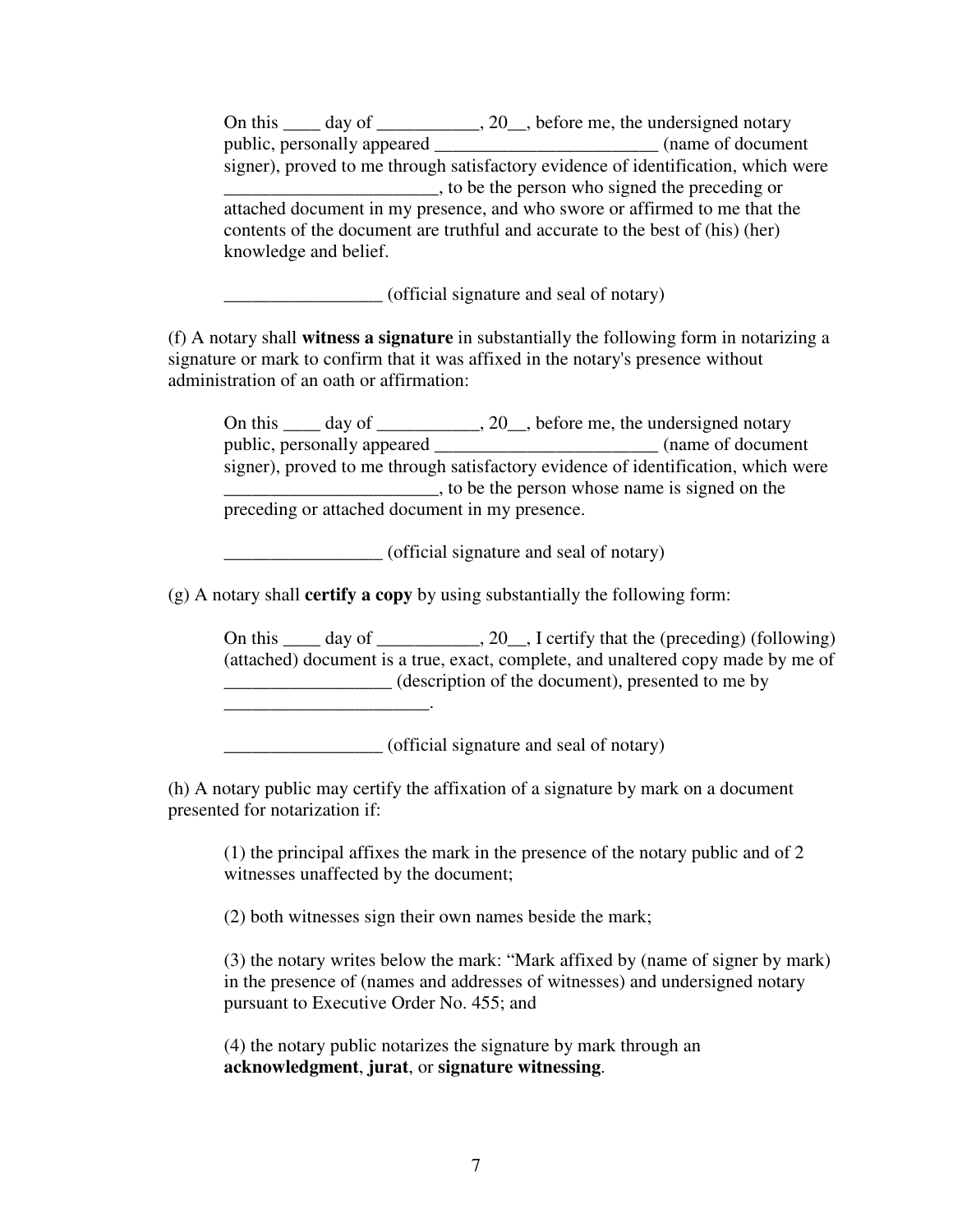On this ____ day of ___________, 20__, before me, the undersigned notary public, personally appeared ________________________ (name of document signer), proved to me through satisfactory evidence of identification, which were _______________________, to be the person who signed the preceding or attached document in my presence, and who swore or affirmed to me that the contents of the document are truthful and accurate to the best of (his) (her) knowledge and belief.

_________________ (official signature and seal of notary)

(f) A notary shall **witness a signature** in substantially the following form in notarizing a signature or mark to confirm that it was affixed in the notary's presence without administration of an oath or affirmation:

On this ____ day of ___________, 20__, before me, the undersigned notary public, personally appeared ________________________ (name of document signer), proved to me through satisfactory evidence of identification, which were _______________________, to be the person whose name is signed on the preceding or attached document in my presence.

_________________ (official signature and seal of notary)

(g) A notary shall **certify a copy** by using substantially the following form:

On this ____ day of ___________, 20__, I certify that the (preceding) (following) (attached) document is a true, exact, complete, and unaltered copy made by me of __________________ (description of the document), presented to me by ______________________.

_________________ (official signature and seal of notary)

(h) A notary public may certify the affixation of a signature by mark on a document presented for notarization if:

(1) the principal affixes the mark in the presence of the notary public and of 2 witnesses unaffected by the document;

(2) both witnesses sign their own names beside the mark;

(3) the notary writes below the mark: "Mark affixed by (name of signer by mark) in the presence of (names and addresses of witnesses) and undersigned notary pursuant to Executive Order No. 455; and

(4) the notary public notarizes the signature by mark through an **acknowledgment**, **jurat**, or **signature witnessing**.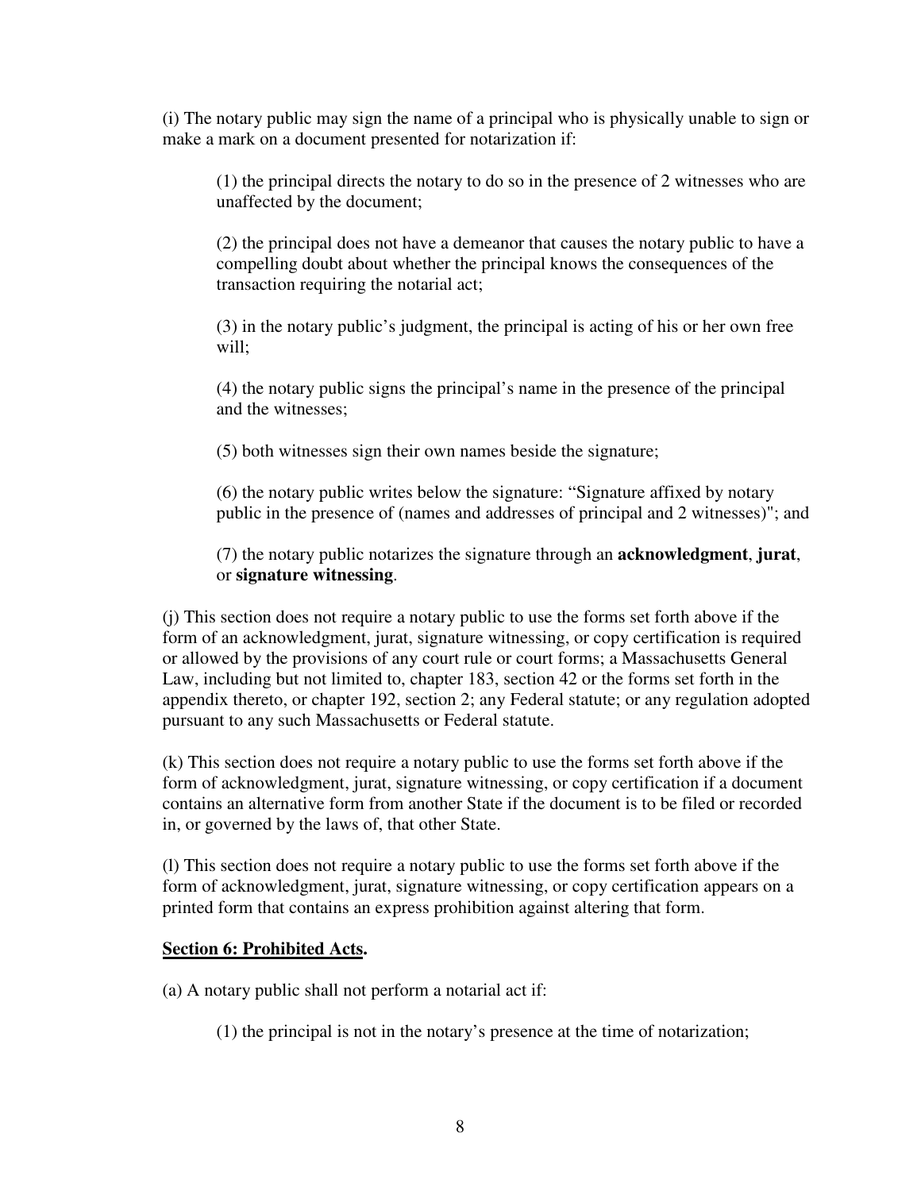(i) The notary public may sign the name of a principal who is physically unable to sign or make a mark on a document presented for notarization if:

(1) the principal directs the notary to do so in the presence of 2 witnesses who are unaffected by the document;

(2) the principal does not have a demeanor that causes the notary public to have a compelling doubt about whether the principal knows the consequences of the transaction requiring the notarial act;

(3) in the notary public's judgment, the principal is acting of his or her own free will;

(4) the notary public signs the principal's name in the presence of the principal and the witnesses;

(5) both witnesses sign their own names beside the signature;

(6) the notary public writes below the signature: "Signature affixed by notary public in the presence of (names and addresses of principal and 2 witnesses)"; and

(7) the notary public notarizes the signature through an **acknowledgment**, **jurat**, or **signature witnessing**.

(j) This section does not require a notary public to use the forms set forth above if the form of an acknowledgment, jurat, signature witnessing, or copy certification is required or allowed by the provisions of any court rule or court forms; a Massachusetts General Law, including but not limited to, chapter 183, section 42 or the forms set forth in the appendix thereto, or chapter 192, section 2; any Federal statute; or any regulation adopted pursuant to any such Massachusetts or Federal statute.

(k) This section does not require a notary public to use the forms set forth above if the form of acknowledgment, jurat, signature witnessing, or copy certification if a document contains an alternative form from another State if the document is to be filed or recorded in, or governed by the laws of, that other State.

(l) This section does not require a notary public to use the forms set forth above if the form of acknowledgment, jurat, signature witnessing, or copy certification appears on a printed form that contains an express prohibition against altering that form.

**Section 6: Prohibited Acts.**

(a) A notary public shall not perform a notarial act if:

(1) the principal is not in the notary's presence at the time of notarization;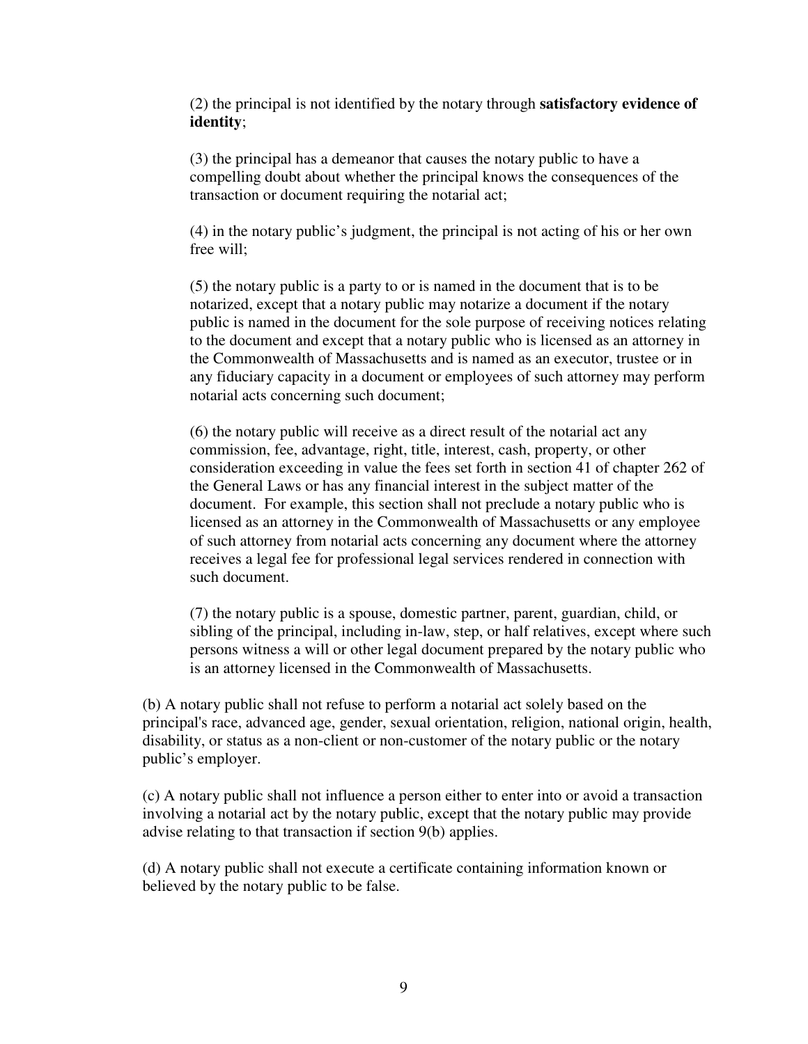(2) the principal is not identified by the notary through **satisfactory evidence of identity**;

(3) the principal has a demeanor that causes the notary public to have a compelling doubt about whether the principal knows the consequences of the transaction or document requiring the notarial act;

(4) in the notary public's judgment, the principal is not acting of his or her own free will;

(5) the notary public is a party to or is named in the document that is to be notarized, except that a notary public may notarize a document if the notary public is named in the document for the sole purpose of receiving notices relating to the document and except that a notary public who is licensed as an attorney in the Commonwealth of Massachusetts and is named as an executor, trustee or in any fiduciary capacity in a document or employees of such attorney may perform notarial acts concerning such document;

(6) the notary public will receive as a direct result of the notarial act any commission, fee, advantage, right, title, interest, cash, property, or other consideration exceeding in value the fees set forth in section 41 of chapter 262 of the General Laws or has any financial interest in the subject matter of the document. For example, this section shall not preclude a notary public who is licensed as an attorney in the Commonwealth of Massachusetts or any employee of such attorney from notarial acts concerning any document where the attorney receives a legal fee for professional legal services rendered in connection with such document.

(7) the notary public is a spouse, domestic partner, parent, guardian, child, or sibling of the principal, including in-law, step, or half relatives, except where such persons witness a will or other legal document prepared by the notary public who is an attorney licensed in the Commonwealth of Massachusetts.

(b) A notary public shall not refuse to perform a notarial act solely based on the principal's race, advanced age, gender, sexual orientation, religion, national origin, health, disability, or status as a non-client or non-customer of the notary public or the notary public's employer.

(c) A notary public shall not influence a person either to enter into or avoid a transaction involving a notarial act by the notary public, except that the notary public may provide advise relating to that transaction if section 9(b) applies.

(d) A notary public shall not execute a certificate containing information known or believed by the notary public to be false.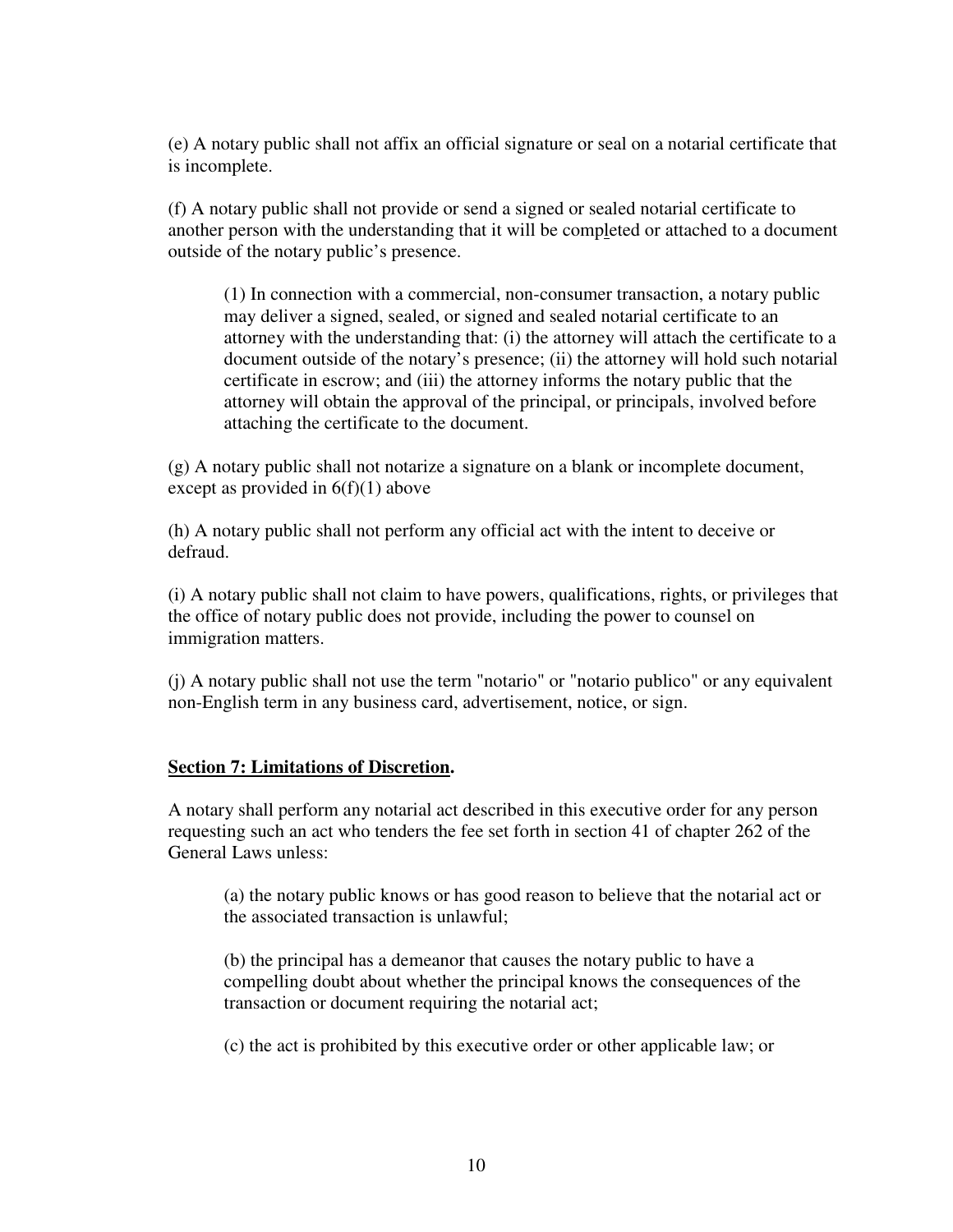(e) A notary public shall not affix an official signature or seal on a notarial certificate that is incomplete.

(f) A notary public shall not provide or send a signed or sealed notarial certificate to another person with the understanding that it will be completed or attached to a document outside of the notary public's presence.

> (1) In connection with a commercial, non-consumer transaction, a notary public may deliver a signed, sealed, or signed and sealed notarial certificate to an attorney with the understanding that: (i) the attorney will attach the certificate to a document outside of the notary's presence; (ii) the attorney will hold such notarial certificate in escrow; and (iii) the attorney informs the notary public that the attorney will obtain the approval of the principal, or principals, involved before attaching the certificate to the document.

(g) A notary public shall not notarize a signature on a blank or incomplete document, except as provided in 6(f)(1) above

(h) A notary public shall not perform any official act with the intent to deceive or defraud.

(i) A notary public shall not claim to have powers, qualifications, rights, or privileges that the office of notary public does not provide, including the power to counsel on immigration matters.

(j) A notary public shall not use the term "notario" or "notario publico" or any equivalent non-English term in any business card, advertisement, notice, or sign.

**Section 7: Limitations of Discretion.**

A notary shall perform any notarial act described in this executive order for any person requesting such an act who tenders the fee set forth in section 41 of chapter 262 of the General Laws unless:

> (a) the notary public knows or has good reason to believe that the notarial act or the associated transaction is unlawful;
>
> (b) the principal has a demeanor that causes the notary public to have a compelling doubt about whether the principal knows the consequences of the transaction or document requiring the notarial act;
>
> (c) the act is prohibited by this executive order or other applicable law; or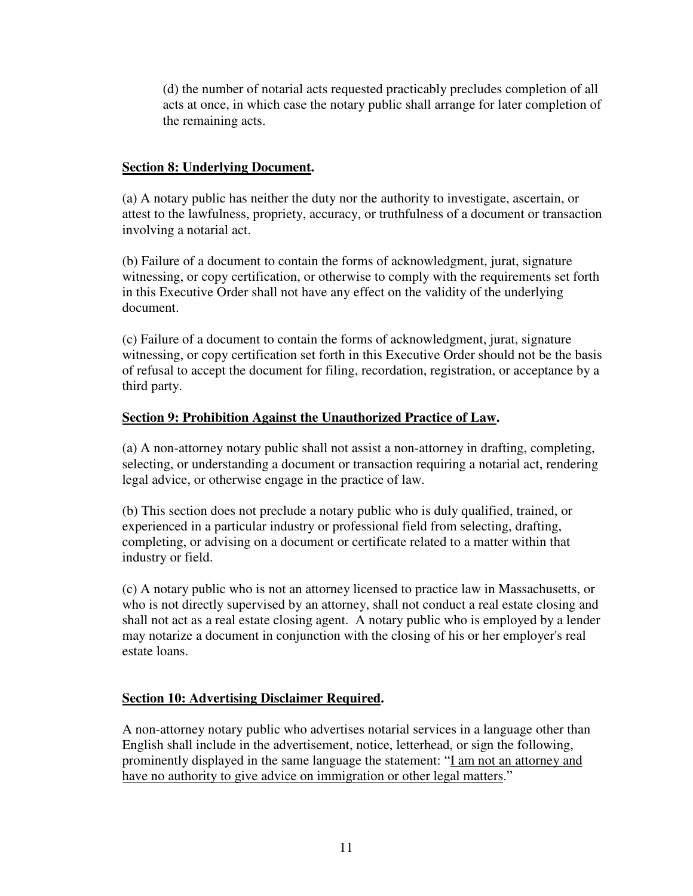(d) the number of notarial acts requested practicably precludes completion of all acts at once, in which case the notary public shall arrange for later completion of the remaining acts.

## Section 8: Underlying Document.

(a) A notary public has neither the duty nor the authority to investigate, ascertain, or attest to the lawfulness, propriety, accuracy, or truthfulness of a document or transaction involving a notarial act.

(b) Failure of a document to contain the forms of acknowledgment, jurat, signature witnessing, or copy certification, or otherwise to comply with the requirements set forth in this Executive Order shall not have any effect on the validity of the underlying document.

(c) Failure of a document to contain the forms of acknowledgment, jurat, signature witnessing, or copy certification set forth in this Executive Order should not be the basis of refusal to accept the document for filing, recordation, registration, or acceptance by a third party.

## Section 9: Prohibition Against the Unauthorized Practice of Law.

(a) A non-attorney notary public shall not assist a non-attorney in drafting, completing, selecting, or understanding a document or transaction requiring a notarial act, rendering legal advice, or otherwise engage in the practice of law.

(b) This section does not preclude a notary public who is duly qualified, trained, or experienced in a particular industry or professional field from selecting, drafting, completing, or advising on a document or certificate related to a matter within that industry or field.

(c) A notary public who is not an attorney licensed to practice law in Massachusetts, or who is not directly supervised by an attorney, shall not conduct a real estate closing and shall not act as a real estate closing agent. A notary public who is employed by a lender may notarize a document in conjunction with the closing of his or her employer's real estate loans.

## Section 10: Advertising Disclaimer Required.

A non-attorney notary public who advertises notarial services in a language other than English shall include in the advertisement, notice, letterhead, or sign the following, prominently displayed in the same language the statement: "I am not an attorney and have no authority to give advice on immigration or other legal matters."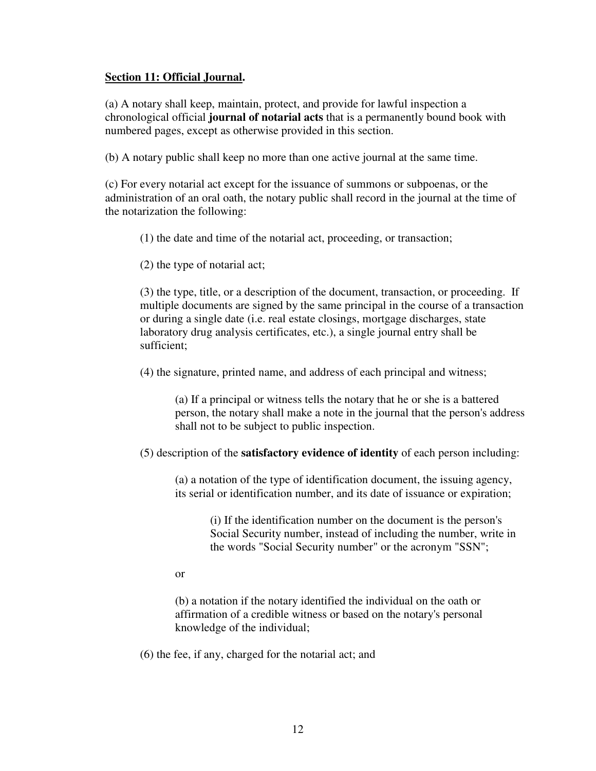**<u>Section 11: Official Journal</u>.**

(a) A notary shall keep, maintain, protect, and provide for lawful inspection a chronological official **journal of notarial acts** that is a permanently bound book with numbered pages, except as otherwise provided in this section.

(b) A notary public shall keep no more than one active journal at the same time.

(c) For every notarial act except for the issuance of summons or subpoenas, or the administration of an oral oath, the notary public shall record in the journal at the time of the notarization the following:

> (1) the date and time of the notarial act, proceeding, or transaction;
>
> (2) the type of notarial act;
>
> (3) the type, title, or a description of the document, transaction, or proceeding. If multiple documents are signed by the same principal in the course of a transaction or during a single date (i.e. real estate closings, mortgage discharges, state laboratory drug analysis certificates, etc.), a single journal entry shall be sufficient;
>
> (4) the signature, printed name, and address of each principal and witness;
>
> > (a) If a principal or witness tells the notary that he or she is a battered person, the notary shall make a note in the journal that the person's address shall not to be subject to public inspection.
>
> (5) description of the **satisfactory evidence of identity** of each person including:
>
> > (a) a notation of the type of identification document, the issuing agency, its serial or identification number, and its date of issuance or expiration;
> >
> > > (i) If the identification number on the document is the person's Social Security number, instead of including the number, write in the words "Social Security number" or the acronym "SSN";
> >
> > or
> >
> > (b) a notation if the notary identified the individual on the oath or affirmation of a credible witness or based on the notary's personal knowledge of the individual;
>
> (6) the fee, if any, charged for the notarial act; and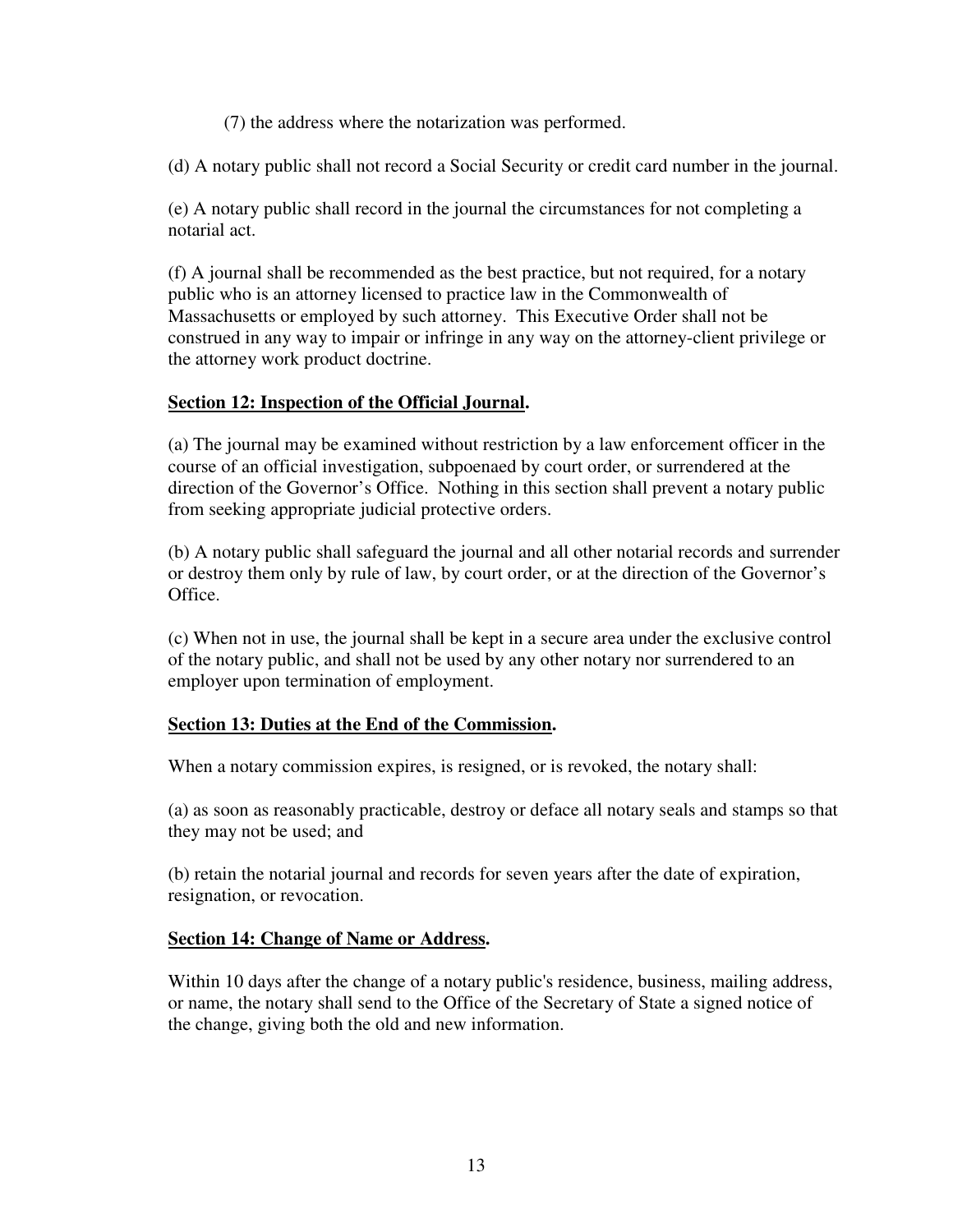(7) the address where the notarization was performed.

(d) A notary public shall not record a Social Security or credit card number in the journal.

(e) A notary public shall record in the journal the circumstances for not completing a notarial act.

(f) A journal shall be recommended as the best practice, but not required, for a notary public who is an attorney licensed to practice law in the Commonwealth of Massachusetts or employed by such attorney. This Executive Order shall not be construed in any way to impair or infringe in any way on the attorney-client privilege or the attorney work product doctrine.

**Section 12: Inspection of the Official Journal.**

(a) The journal may be examined without restriction by a law enforcement officer in the course of an official investigation, subpoenaed by court order, or surrendered at the direction of the Governor's Office. Nothing in this section shall prevent a notary public from seeking appropriate judicial protective orders.

(b) A notary public shall safeguard the journal and all other notarial records and surrender or destroy them only by rule of law, by court order, or at the direction of the Governor's Office.

(c) When not in use, the journal shall be kept in a secure area under the exclusive control of the notary public, and shall not be used by any other notary nor surrendered to an employer upon termination of employment.

**Section 13: Duties at the End of the Commission.**

When a notary commission expires, is resigned, or is revoked, the notary shall:

(a) as soon as reasonably practicable, destroy or deface all notary seals and stamps so that they may not be used; and

(b) retain the notarial journal and records for seven years after the date of expiration, resignation, or revocation.

**Section 14: Change of Name or Address.**

Within 10 days after the change of a notary public's residence, business, mailing address, or name, the notary shall send to the Office of the Secretary of State a signed notice of the change, giving both the old and new information.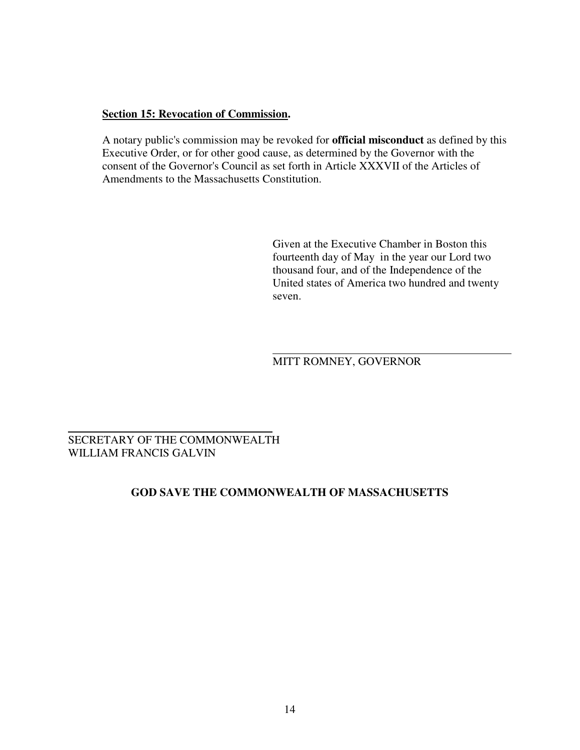**Section 15: Revocation of Commission.**

A notary public's commission may be revoked for **official misconduct** as defined by this Executive Order, or for other good cause, as determined by the Governor with the consent of the Governor's Council as set forth in Article XXXVII of the Articles of Amendments to the Massachusetts Constitution.

Given at the Executive Chamber in Boston this fourteenth day of May in the year our Lord two thousand four, and of the Independence of the United states of America two hundred and twenty seven.

______________________________

MITT ROMNEY, GOVERNOR

______________________________

SECRETARY OF THE COMMONWEALTH
WILLIAM FRANCIS GALVIN

**GOD SAVE THE COMMONWEALTH OF MASSACHUSETTS**